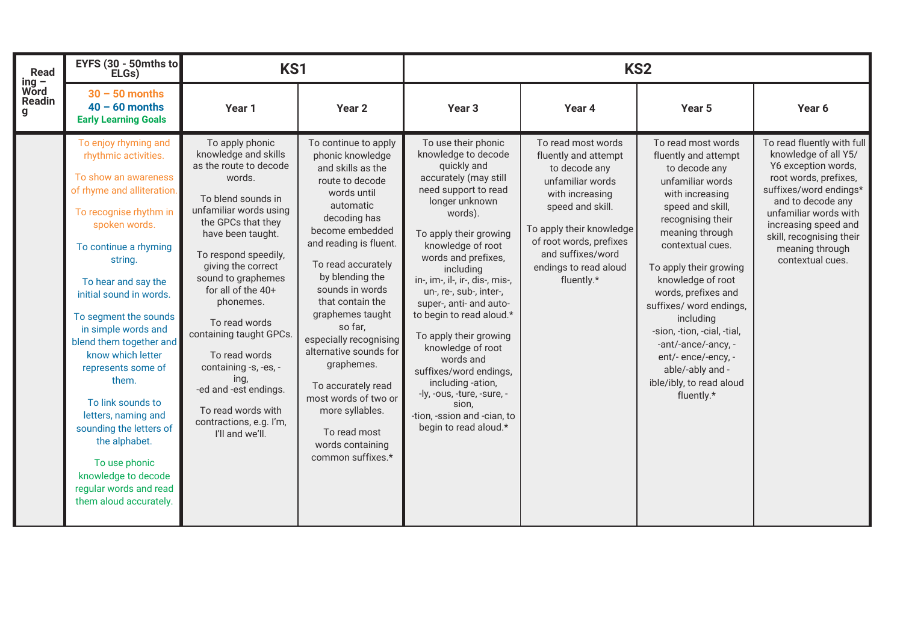| Reading – Word Reading | EYFS (30 - 50mths to ELGs) | KS1 | | KS2 | | | |
|---|---|---|---|---|---|---|---|
| | 30 – 50 months<br>40 – 60 months<br>**Early Learning Goals** | **Year 1** | **Year 2** | **Year 3** | **Year 4** | **Year 5** | **Year 6** |
| | To enjoy rhyming and rhythmic activities.<br><br>To show an awareness of rhyme and alliteration.<br><br>To recognise rhythm in spoken words.<br><br>To continue a rhyming string.<br><br>To hear and say the initial sound in words.<br><br>To segment the sounds in simple words and blend them together and know which letter represents some of them.<br><br>To link sounds to letters, naming and sounding the letters of the alphabet.<br><br>To use phonic knowledge to decode regular words and read them aloud accurately. | To apply phonic knowledge and skills as the route to decode words.<br><br>To blend sounds in unfamiliar words using the GPCs that they have been taught.<br><br>To respond speedily, giving the correct sound to graphemes for all of the 40+ phonemes.<br><br>To read words containing taught GPCs.<br><br>To read words containing -s, -es, -ing, -ed and -est endings.<br><br>To read words with contractions, e.g. I'm, I'll and we'll. | To continue to apply phonic knowledge and skills as the route to decode words until automatic decoding has become embedded and reading is fluent.<br><br>To read accurately by blending the sounds in words that contain the graphemes taught so far, especially recognising alternative sounds for graphemes.<br><br>To accurately read most words of two or more syllables.<br><br>To read most words containing common suffixes.* | To use their phonic knowledge to decode quickly and accurately (may still need support to read longer unknown words).<br><br>To apply their growing knowledge of root words and prefixes, including in-, im-, il-, ir-, dis-, mis-, un-, re-, sub-, inter-, super-, anti- and auto- to begin to read aloud.*<br><br>To apply their growing knowledge of root words and suffixes/word endings, including -ation, -ly, -ous, -ture, -sure, -sion, -tion, -ssion and -cian, to begin to read aloud.* | To read most words fluently and attempt to decode any unfamiliar words with increasing speed and skill.<br><br>To apply their knowledge of root words, prefixes and suffixes/word endings to read aloud fluently.* | To read most words fluently and attempt to decode any unfamiliar words with increasing speed and skill, recognising their meaning through contextual cues.<br><br>To apply their growing knowledge of root words, prefixes and suffixes/ word endings, including -sion, -tion, -cial, -tial, -ant/-ance/-ancy, -ent/- ence/-ency, -able/-ably and -ible/ibly, to read aloud fluently.* | To read fluently with full knowledge of all Y5/ Y6 exception words, root words, prefixes, suffixes/word endings* and to decode any unfamiliar words with increasing speed and skill, recognising their meaning through contextual cues. |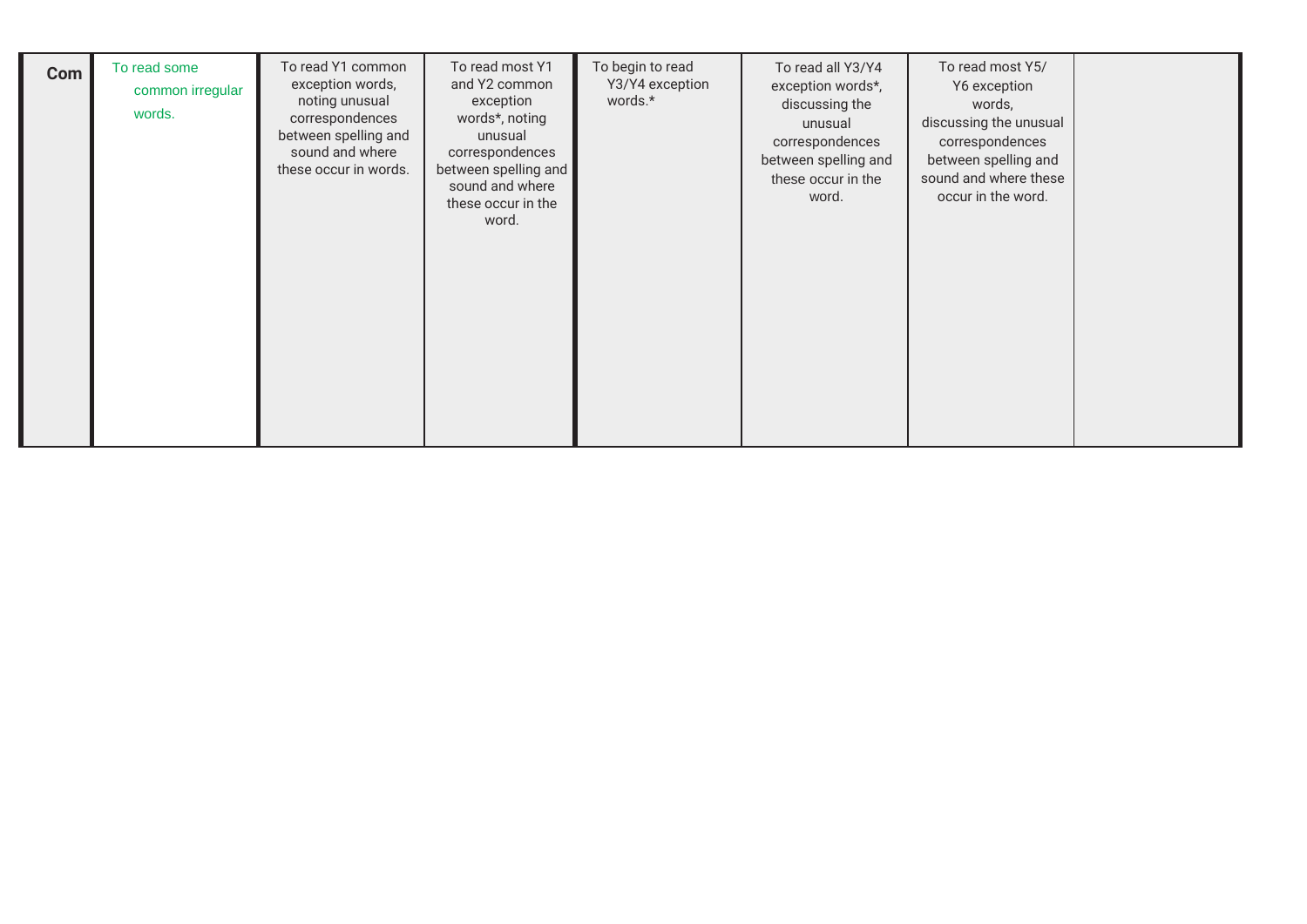| | | | | | | | |
|---|---|---|---|---|---|---|---|
| **Com** | To read some common irregular words. | To read Y1 common exception words, noting unusual correspondences between spelling and sound and where these occur in words. | To read most Y1 and Y2 common exception words*, noting unusual correspondences between spelling and sound and where these occur in the word. | To begin to read Y3/Y4 exception words.* | To read all Y3/Y4 exception words*, discussing the unusual correspondences between spelling and these occur in the word. | To read most Y5/ Y6 exception words, discussing the unusual correspondences between spelling and sound and where these occur in the word. | |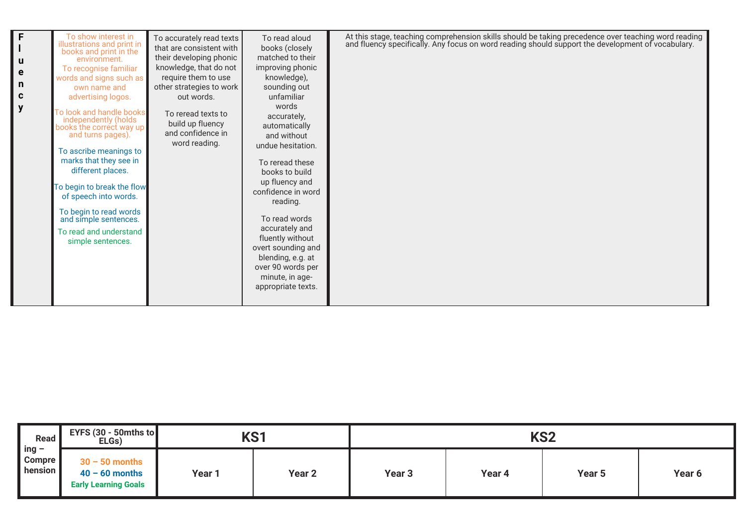| | | | | |
|---|---|---|---|---|
| **Fluency** | To show interest in illustrations and print in books and print in the environment.<br>To recognise familiar words and signs such as own name and advertising logos.<br>To look and handle books independently (holds books the correct way up and turns pages).<br>To ascribe meanings to marks that they see in different places.<br>To begin to break the flow of speech into words.<br>To begin to read words and simple sentences.<br>To read and understand simple sentences. | To accurately read texts that are consistent with their developing phonic knowledge, that do not require them to use other strategies to work out words.<br>To reread texts to build up fluency and confidence in word reading. | To read aloud books (closely matched to their improving phonic knowledge), sounding out unfamiliar words accurately, automatically and without undue hesitation.<br>To reread these books to build up fluency and confidence in word reading.<br>To read words accurately and fluently without overt sounding and blending, e.g. at over 90 words per minute, in age-appropriate texts. | At this stage, teaching comprehension skills should be taking precedence over teaching word reading and fluency specifically. Any focus on word reading should support the development of vocabulary. |

| **Reading – Comprehension** | **EYFS (30 - 50mths to ELGs)** | **KS1** | | **KS2** | | | |
|---|---|---|---|---|---|---|---|
| | **30 – 50 months**<br>**40 – 60 months**<br>**Early Learning Goals** | **Year 1** | **Year 2** | **Year 3** | **Year 4** | **Year 5** | **Year 6** |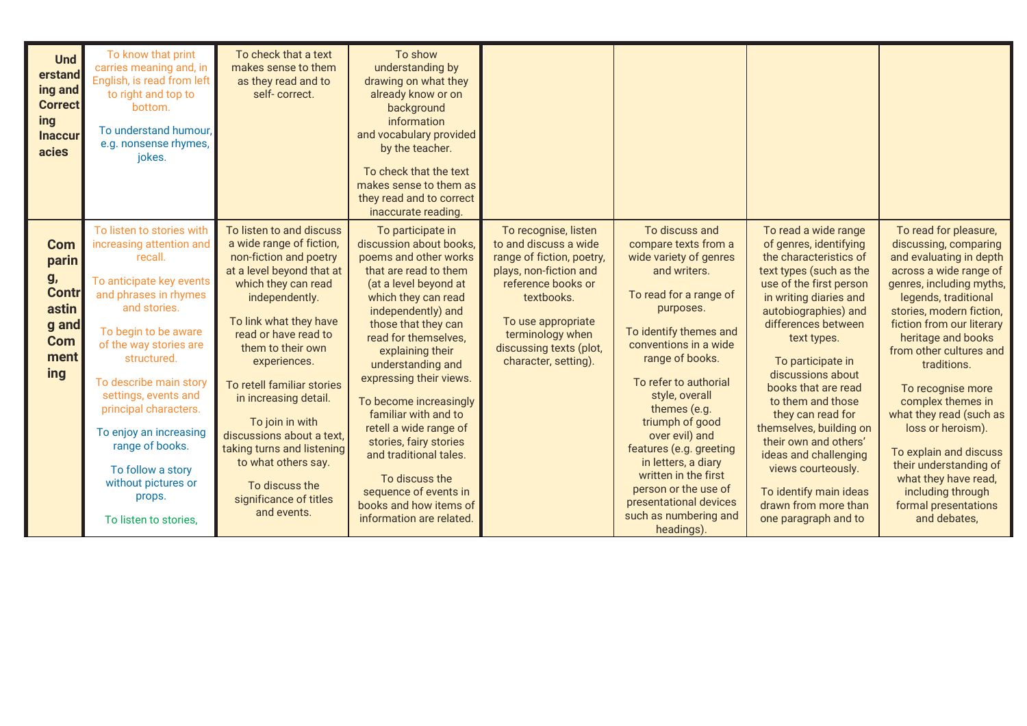| | | | | | | | |
|---|---|---|---|---|---|---|---|
| **Understanding and Correcting Inaccuracies** | To know that print carries meaning and, in English, is read from left to right and top to bottom.<br><br>To understand humour, e.g. nonsense rhymes, jokes. | To check that a text makes sense to them as they read and to self- correct. | To show understanding by drawing on what they already know or on background information and vocabulary provided by the teacher.<br><br>To check that the text makes sense to them as they read and to correct inaccurate reading. | | | | |
| **Comparing, Contrasting and Commenting** | To listen to stories with increasing attention and recall.<br><br>To anticipate key events and phrases in rhymes and stories.<br><br>To begin to be aware of the way stories are structured.<br><br>To describe main story settings, events and principal characters.<br><br>To enjoy an increasing range of books.<br><br>To follow a story without pictures or props.<br><br>To listen to stories, | To listen to and discuss a wide range of fiction, non-fiction and poetry at a level beyond that at which they can read independently.<br><br>To link what they have read or have read to them to their own experiences.<br><br>To retell familiar stories in increasing detail.<br><br>To join in with discussions about a text, taking turns and listening to what others say.<br><br>To discuss the significance of titles and events. | To participate in discussion about books, poems and other works that are read to them (at a level beyond at which they can read independently) and those that they can read for themselves, explaining their understanding and expressing their views.<br><br>To become increasingly familiar with and to retell a wide range of stories, fairy stories and traditional tales.<br><br>To discuss the sequence of events in books and how items of information are related. | To recognise, listen to and discuss a wide range of fiction, poetry, plays, non-fiction and reference books or textbooks.<br><br>To use appropriate terminology when discussing texts (plot, character, setting). | To discuss and compare texts from a wide variety of genres and writers.<br><br>To read for a range of purposes.<br><br>To identify themes and conventions in a wide range of books.<br><br>To refer to authorial style, overall themes (e.g. triumph of good over evil) and features (e.g. greeting in letters, a diary written in the first person or the use of presentational devices such as numbering and headings). | To read a wide range of genres, identifying the characteristics of text types (such as the use of the first person in writing diaries and autobiographies) and differences between text types.<br><br>To participate in discussions about books that are read to them and those they can read for themselves, building on their own and others' ideas and challenging views courteously.<br><br>To identify main ideas drawn from more than one paragraph and to | To read for pleasure, discussing, comparing and evaluating in depth across a wide range of genres, including myths, legends, traditional stories, modern fiction, fiction from our literary heritage and books from other cultures and traditions.<br><br>To recognise more complex themes in what they read (such as loss or heroism).<br><br>To explain and discuss their understanding of what they have read, including through formal presentations and debates, |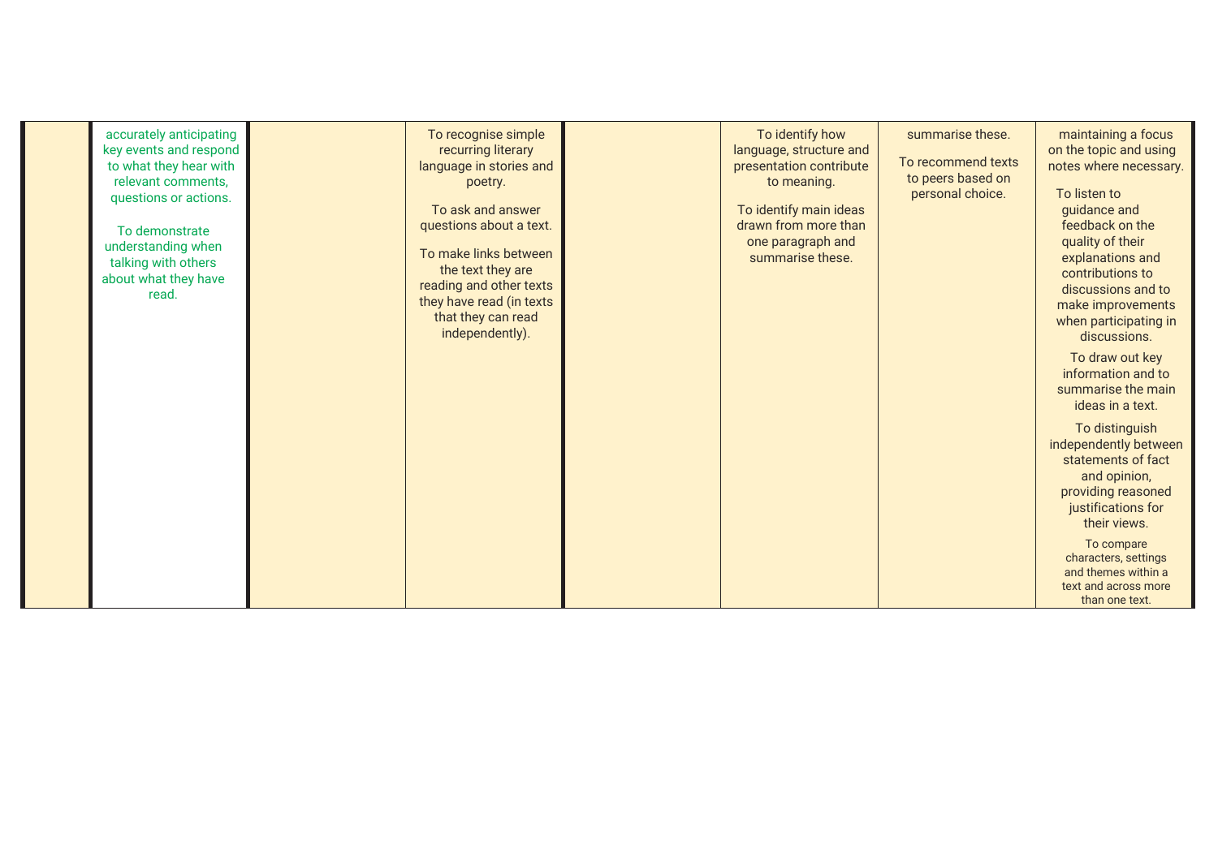| | | | | | | | |
|---|---|---|---|---|---|---|---|
| | accurately anticipating key events and respond to what they hear with relevant comments, questions or actions.<br><br>To demonstrate understanding when talking with others about what they have read. | | To recognise simple recurring literary language in stories and poetry.<br><br>To ask and answer questions about a text.<br><br>To make links between the text they are reading and other texts they have read (in texts that they can read independently). | | To identify how language, structure and presentation contribute to meaning.<br><br>To identify main ideas drawn from more than one paragraph and summarise these. | summarise these.<br><br>To recommend texts to peers based on personal choice. | maintaining a focus on the topic and using notes where necessary.<br><br>To listen to guidance and feedback on the quality of their explanations and contributions to discussions and to make improvements when participating in discussions.<br><br>To draw out key information and to summarise the main ideas in a text.<br><br>To distinguish independently between statements of fact and opinion, providing reasoned justifications for their views.<br><br>To compare characters, settings and themes within a text and across more than one text. |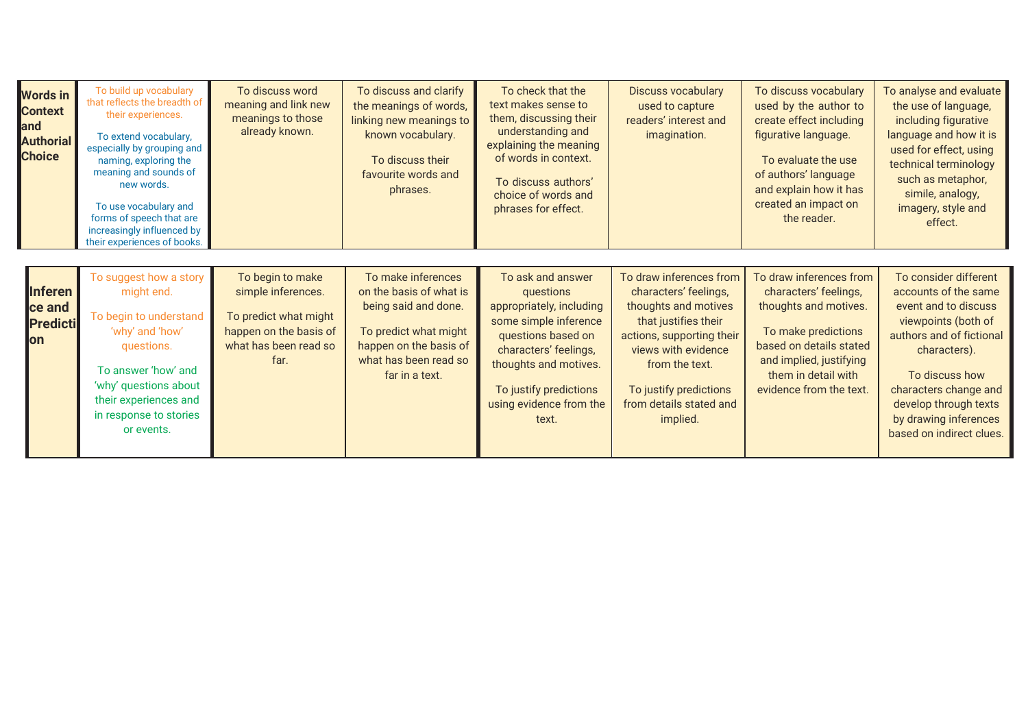| | | | | | | | |
|---|---|---|---|---|---|---|---|
| **Words in Context and Authorial Choice** | To build up vocabulary that reflects the breadth of their experiences.<br><br>To extend vocabulary, especially by grouping and naming, exploring the meaning and sounds of new words.<br><br>To use vocabulary and forms of speech that are increasingly influenced by their experiences of books. | To discuss word meaning and link new meanings to those already known. | To discuss and clarify the meanings of words, linking new meanings to known vocabulary.<br><br>To discuss their favourite words and phrases. | To check that the text makes sense to them, discussing their understanding and explaining the meaning of words in context.<br><br>To discuss authors' choice of words and phrases for effect. | Discuss vocabulary used to capture readers' interest and imagination. | To discuss vocabulary used by the author to create effect including figurative language.<br><br>To evaluate the use of authors' language and explain how it has created an impact on the reader. | To analyse and evaluate the use of language, including figurative language and how it is used for effect, using technical terminology such as metaphor, simile, analogy, imagery, style and effect. |

| | | | | | | | |
|---|---|---|---|---|---|---|---|
| **Inference and Prediction** | To suggest how a story might end.<br><br>To begin to understand 'why' and 'how' questions.<br><br>To answer 'how' and 'why' questions about their experiences and in response to stories or events. | To begin to make simple inferences.<br><br>To predict what might happen on the basis of what has been read so far. | To make inferences on the basis of what is being said and done.<br><br>To predict what might happen on the basis of what has been read so far in a text. | To ask and answer questions appropriately, including some simple inference questions based on characters' feelings, thoughts and motives.<br><br>To justify predictions using evidence from the text. | To draw inferences from characters' feelings, thoughts and motives that justifies their actions, supporting their views with evidence from the text.<br><br>To justify predictions from details stated and implied. | To draw inferences from characters' feelings, thoughts and motives.<br><br>To make predictions based on details stated and implied, justifying them in detail with evidence from the text. | To consider different accounts of the same event and to discuss viewpoints (both of authors and of fictional characters).<br><br>To discuss how characters change and develop through texts by drawing inferences based on indirect clues. |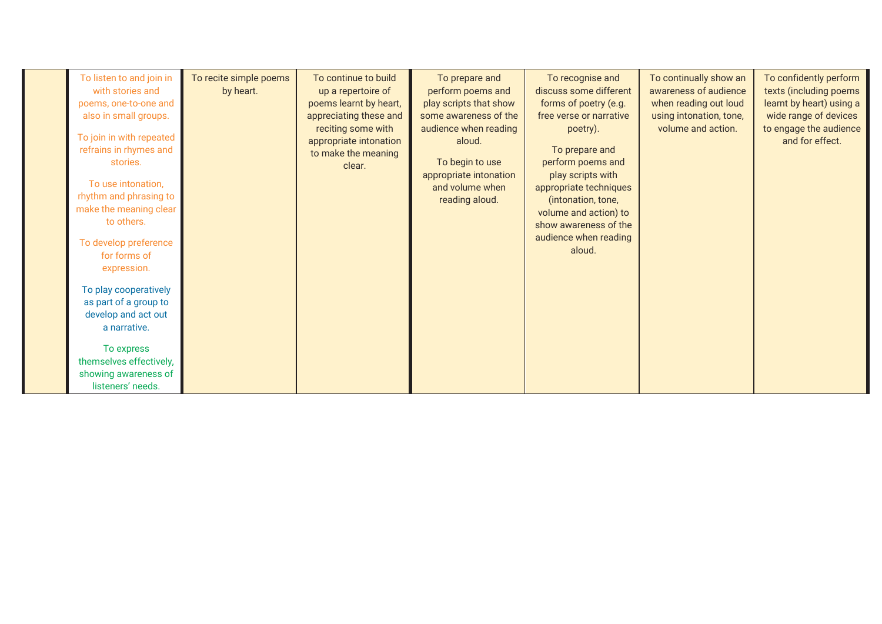| | | | | | | | |
|---|---|---|---|---|---|---|---|
| | To listen to and join in with stories and poems, one-to-one and also in small groups.<br><br>To join in with repeated refrains in rhymes and stories.<br><br>To use intonation, rhythm and phrasing to make the meaning clear to others.<br><br>To develop preference for forms of expression.<br><br>To play cooperatively as part of a group to develop and act out a narrative.<br><br>To express themselves effectively, showing awareness of listeners' needs. | To recite simple poems by heart. | To continue to build up a repertoire of poems learnt by heart, appreciating these and reciting some with appropriate intonation to make the meaning clear. | To prepare and perform poems and play scripts that show some awareness of the audience when reading aloud.<br><br>To begin to use appropriate intonation and volume when reading aloud. | To recognise and discuss some different forms of poetry (e.g. free verse or narrative poetry).<br><br>To prepare and perform poems and play scripts with appropriate techniques (intonation, tone, volume and action) to show awareness of the audience when reading aloud. | To continually show an awareness of audience when reading out loud using intonation, tone, volume and action. | To confidently perform texts (including poems learnt by heart) using a wide range of devices to engage the audience and for effect. |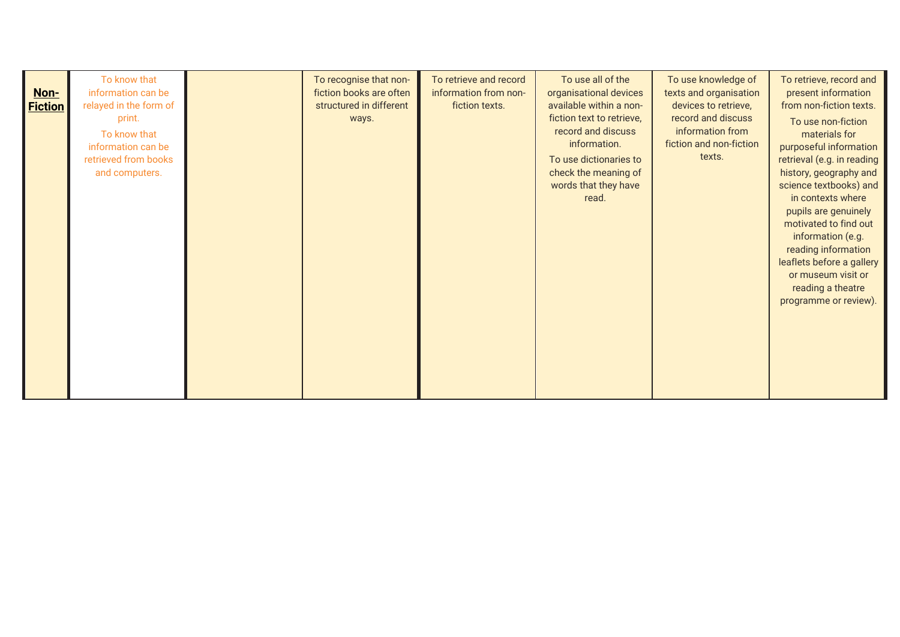| | | | | | | | |
|---|---|---|---|---|---|---|---|
| **Non-Fiction** | To know that information can be relayed in the form of print. To know that information can be retrieved from books and computers. | | To recognise that non-fiction books are often structured in different ways. | To retrieve and record information from non-fiction texts. | To use all of the organisational devices available within a non-fiction text to retrieve, record and discuss information. To use dictionaries to check the meaning of words that they have read. | To use knowledge of texts and organisation devices to retrieve, record and discuss information from fiction and non-fiction texts. | To retrieve, record and present information from non-fiction texts. To use non-fiction materials for purposeful information retrieval (e.g. in reading history, geography and science textbooks) and in contexts where pupils are genuinely motivated to find out information (e.g. reading information leaflets before a gallery or museum visit or reading a theatre programme or review). |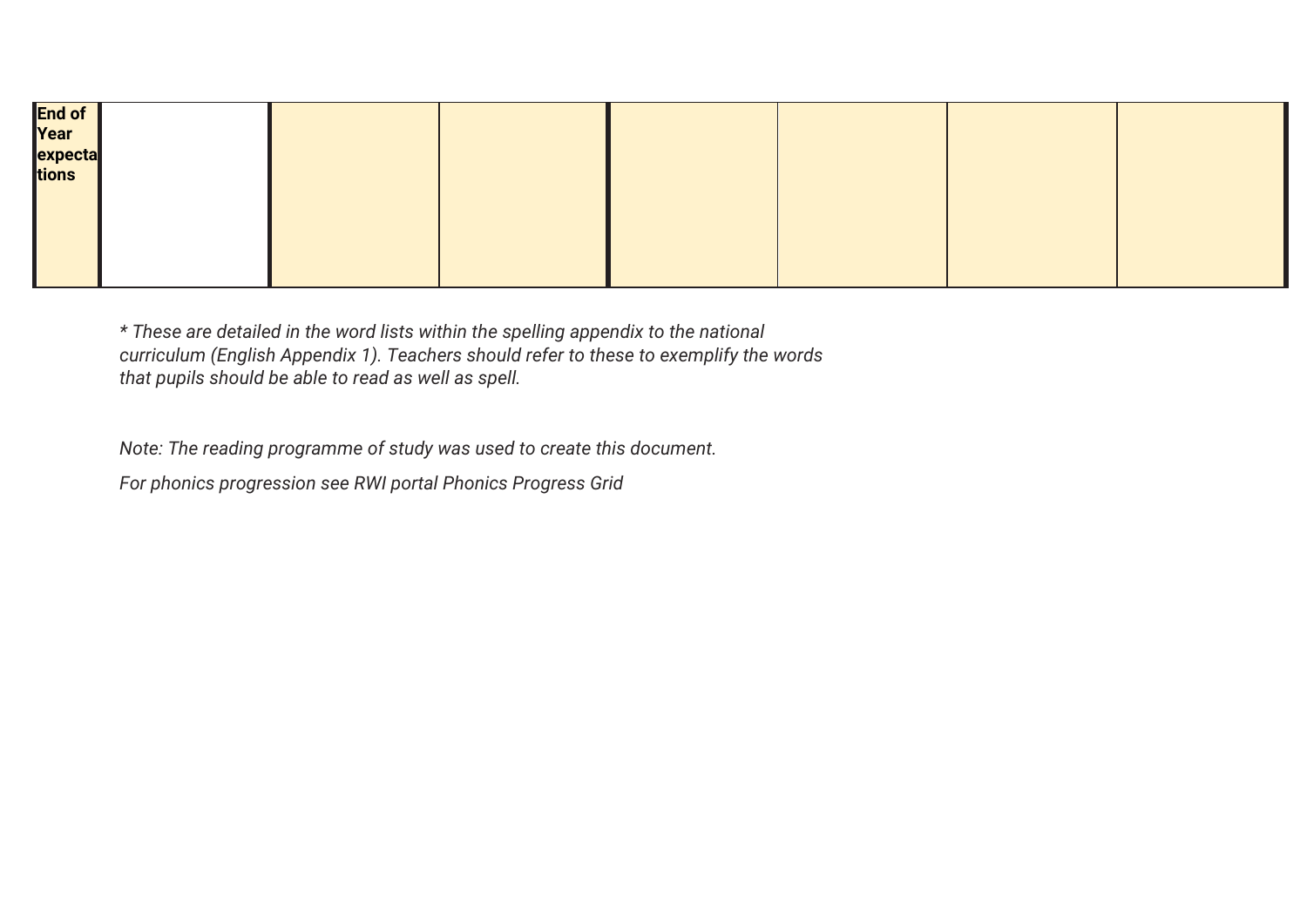| | | | | | | | |
|---|---|---|---|---|---|---|---|
| **End of Year expectations** | | | | | | | |

*\* These are detailed in the word lists within the spelling appendix to the national curriculum (English Appendix 1). Teachers should refer to these to exemplify the words that pupils should be able to read as well as spell.*

*Note: The reading programme of study was used to create this document.*

*For phonics progression see RWI portal Phonics Progress Grid*